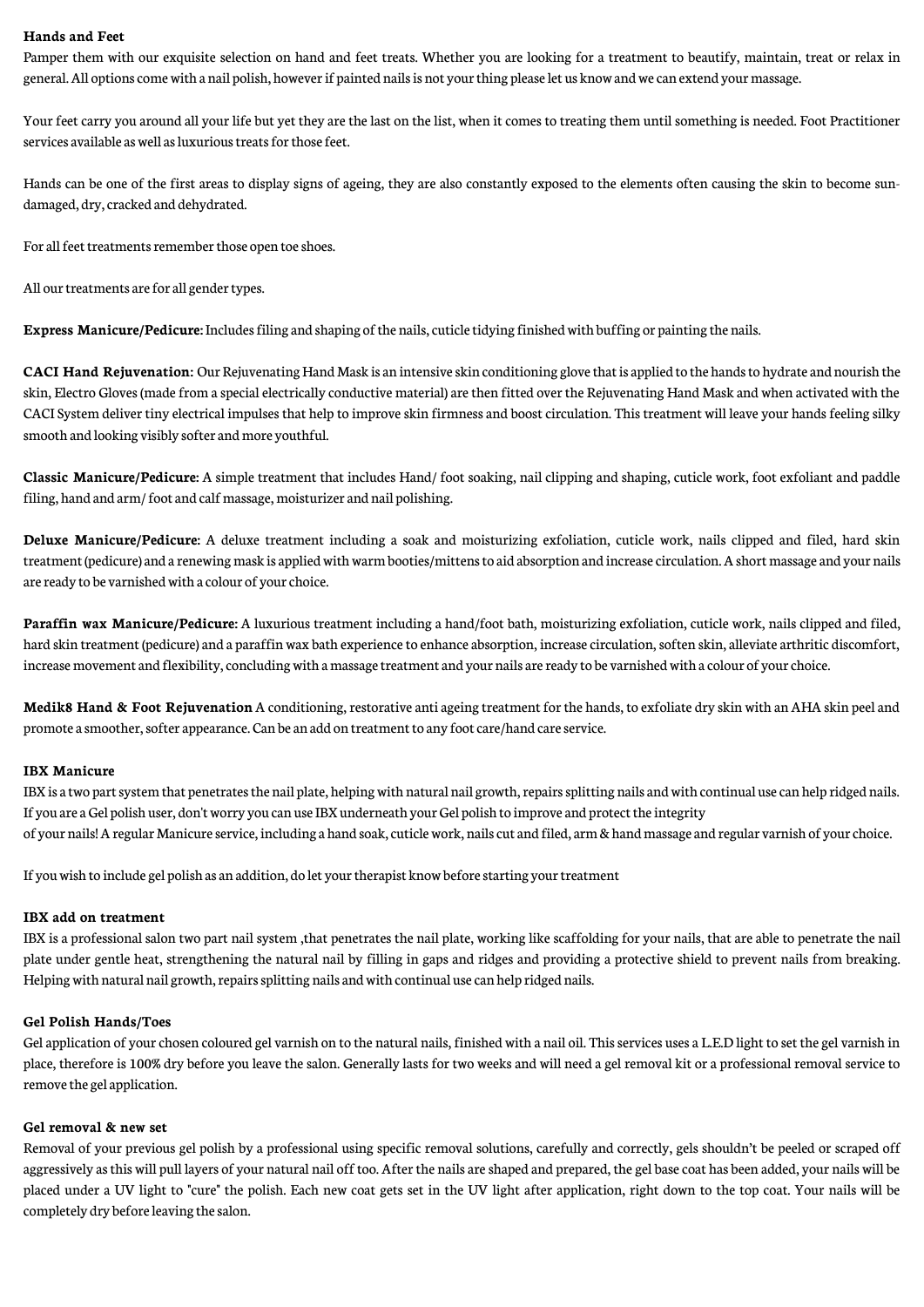**Hands and Feet**

Pamper them with our exquisite selection on hand and feet treats. Whether you are looking for a treatment to beautify, maintain, treat or relax in general. All options come with a nail polish, however if painted nails is not your thing please let us know and we can extend your massage.

Your feet carry you around all your life but yet they are the last on the list, when it comes to treating them until something is needed. Foot Practitioner services available as well as luxurious treats for those feet.

Hands can be one of the first areas to display signs of ageing, they are also constantly exposed to the elements often causing the skin to become sun-damaged, dry, cracked and dehydrated.

For all feet treatments remember those open toe shoes.

All our treatments are for all gender types.

**Express Manicure/Pedicure:** Includes filing and shaping of the nails, cuticle tidying finished with buffing or painting the nails.

**CACI Hand Rejuvenation:** Our Rejuvenating Hand Mask is an intensive skin conditioning glove that is applied to the hands to hydrate and nourish the skin, Electro Gloves (made from a special electrically conductive material) are then fitted over the Rejuvenating Hand Mask and when activated with the CACI System deliver tiny electrical impulses that help to improve skin firmness and boost circulation. This treatment will leave your hands feeling silky smooth and looking visibly softer and more youthful.

**Classic Manicure/Pedicure:** A simple treatment that includes Hand/ foot soaking, nail clipping and shaping, cuticle work, foot exfoliant and paddle filing, hand and arm/ foot and calf massage, moisturizer and nail polishing.

**Deluxe Manicure/Pedicure:** A deluxe treatment including a soak and moisturizing exfoliation, cuticle work, nails clipped and filed, hard skin treatment (pedicure) and a renewing mask is applied with warm booties/mittens to aid absorption and increase circulation. A short massage and your nails are ready to be varnished with a colour of your choice.

**Paraffin wax Manicure/Pedicure:** A luxurious treatment including a hand/foot bath, moisturizing exfoliation, cuticle work, nails clipped and filed, hard skin treatment (pedicure) and a paraffin wax bath experience to enhance absorption, increase circulation, soften skin, alleviate arthritic discomfort, increase movement and flexibility, concluding with a massage treatment and your nails are ready to be varnished with a colour of your choice.

**Medik8 Hand & Foot Rejuvenation** A conditioning, restorative anti ageing treatment for the hands, to exfoliate dry skin with an AHA skin peel and promote a smoother, softer appearance. Can be an add on treatment to any foot care/hand care service.

**IBX Manicure**

IBX is a two part system that penetrates the nail plate, helping with natural nail growth, repairs splitting nails and with continual use can help ridged nails. If you are a Gel polish user, don't worry you can use IBX underneath your Gel polish to improve and protect the integrity of your nails! A regular Manicure service, including a hand soak, cuticle work, nails cut and filed, arm & hand massage and regular varnish of your choice.

If you wish to include gel polish as an addition, do let your therapist know before starting your treatment

**IBX add on treatment**

IBX is a professional salon two part nail system ,that penetrates the nail plate, working like scaffolding for your nails, that are able to penetrate the nail plate under gentle heat, strengthening the natural nail by filling in gaps and ridges and providing a protective shield to prevent nails from breaking. Helping with natural nail growth, repairs splitting nails and with continual use can help ridged nails.

**Gel Polish Hands/Toes**

Gel application of your chosen coloured gel varnish on to the natural nails, finished with a nail oil. This services uses a L.E.D light to set the gel varnish in place, therefore is 100% dry before you leave the salon. Generally lasts for two weeks and will need a gel removal kit or a professional removal service to remove the gel application.

**Gel removal & new set**

Removal of your previous gel polish by a professional using specific removal solutions, carefully and correctly, gels shouldn't be peeled or scraped off aggressively as this will pull layers of your natural nail off too. After the nails are shaped and prepared, the gel base coat has been added, your nails will be placed under a UV light to "cure" the polish. Each new coat gets set in the UV light after application, right down to the top coat. Your nails will be completely dry before leaving the salon.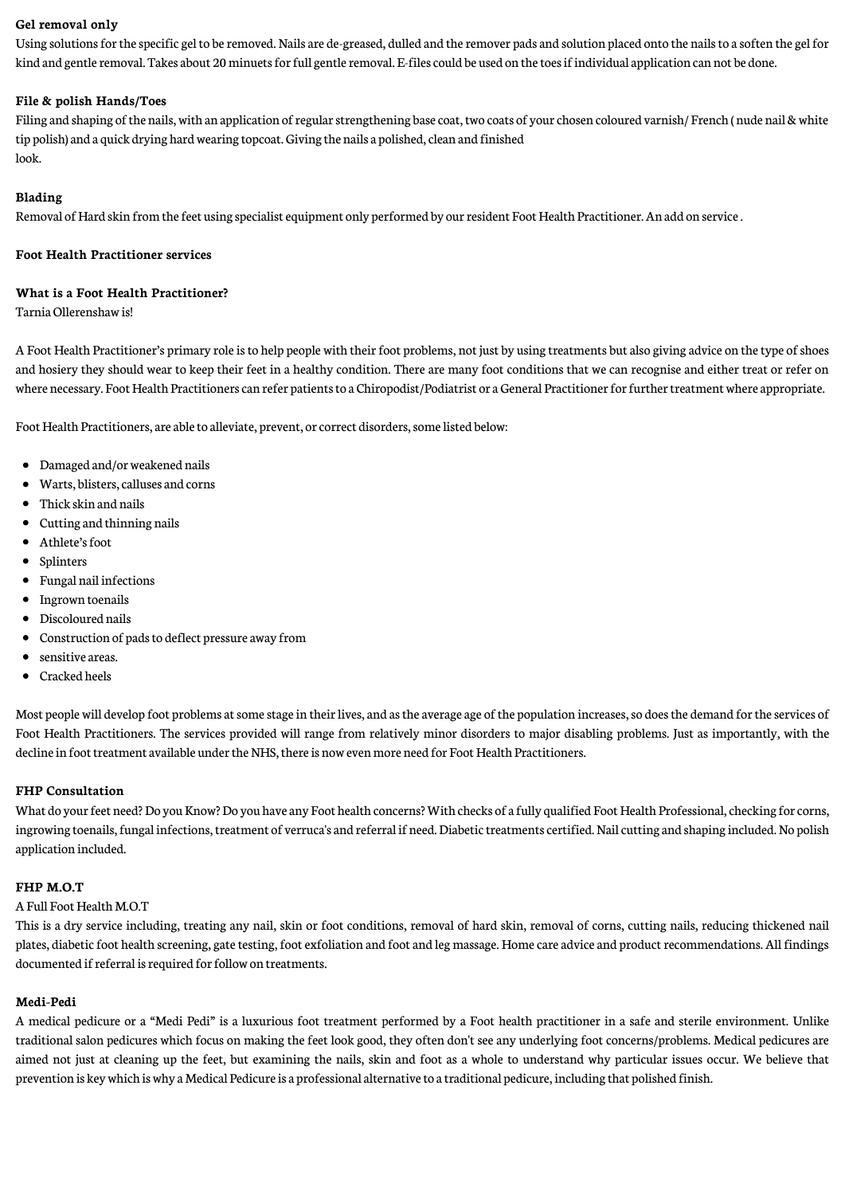**Gel removal only**
Using solutions for the specific gel to be removed. Nails are de-greased, dulled and the remover pads and solution placed onto the nails to a soften the gel for kind and gentle removal. Takes about 20 minuets for full gentle removal. E-files could be used on the toes if individual application can not be done.

**File & polish Hands/Toes**
Filing and shaping of the nails, with an application of regular strengthening base coat, two coats of your chosen coloured varnish/ French ( nude nail & white tip polish) and a quick drying hard wearing topcoat. Giving the nails a polished, clean and finished
look.

**Blading**
Removal of Hard skin from the feet using specialist equipment only performed by our resident Foot Health Practitioner. An add on service .

**Foot Health Practitioner services**

**What is a Foot Health Practitioner?**
Tarnia Ollerenshaw is!

A Foot Health Practitioner's primary role is to help people with their foot problems, not just by using treatments but also giving advice on the type of shoes and hosiery they should wear to keep their feet in a healthy condition. There are many foot conditions that we can recognise and either treat or refer on where necessary. Foot Health Practitioners can refer patients to a Chiropodist/Podiatrist or a General Practitioner for further treatment where appropriate.

Foot Health Practitioners, are able to alleviate, prevent, or correct disorders, some listed below:

- Damaged and/or weakened nails
- Warts, blisters, calluses and corns
- Thick skin and nails
- Cutting and thinning nails
- Athlete's foot
- Splinters
- Fungal nail infections
- Ingrown toenails
- Discoloured nails
- Construction of pads to deflect pressure away from
- sensitive areas.
- Cracked heels

Most people will develop foot problems at some stage in their lives, and as the average age of the population increases, so does the demand for the services of Foot Health Practitioners. The services provided will range from relatively minor disorders to major disabling problems. Just as importantly, with the decline in foot treatment available under the NHS, there is now even more need for Foot Health Practitioners.

**FHP Consultation**
What do your feet need? Do you Know? Do you have any Foot health concerns? With checks of a fully qualified Foot Health Professional, checking for corns, ingrowing toenails, fungal infections, treatment of verruca's and referral if need. Diabetic treatments certified. Nail cutting and shaping included. No polish application included.

**FHP M.O.T**
A Full Foot Health M.O.T
This is a dry service including, treating any nail, skin or foot conditions, removal of hard skin, removal of corns, cutting nails, reducing thickened nail plates, diabetic foot health screening, gate testing, foot exfoliation and foot and leg massage. Home care advice and product recommendations. All findings documented if referral is required for follow on treatments.

**Medi-Pedi**
A medical pedicure or a "Medi Pedi" is a luxurious foot treatment performed by a Foot health practitioner in a safe and sterile environment. Unlike traditional salon pedicures which focus on making the feet look good, they often don't see any underlying foot concerns/problems. Medical pedicures are aimed not just at cleaning up the feet, but examining the nails, skin and foot as a whole to understand why particular issues occur. We believe that prevention is key which is why a Medical Pedicure is a professional alternative to a traditional pedicure, including that polished finish.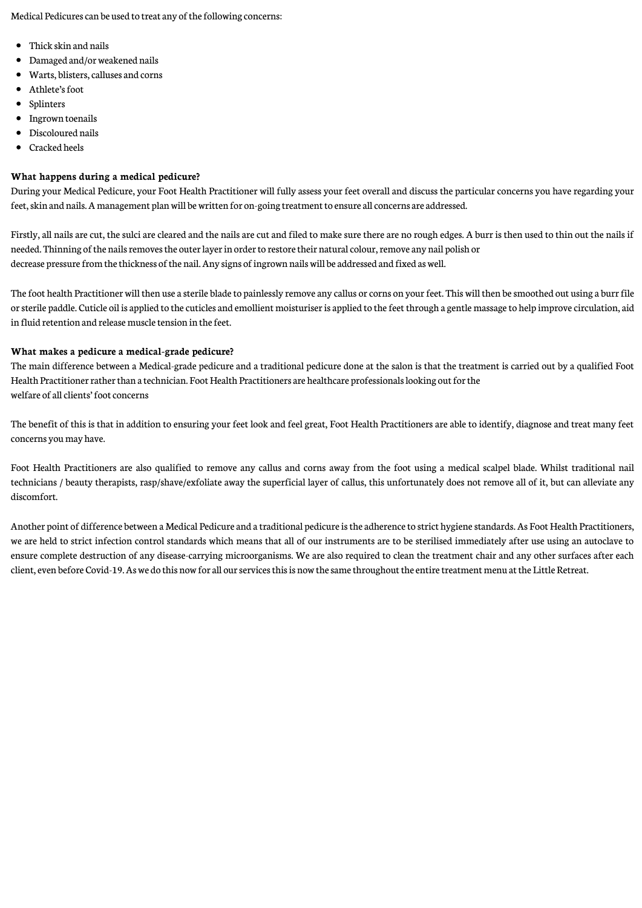Medical Pedicures can be used to treat any of the following concerns:

- Thick skin and nails
- Damaged and/or weakened nails
- Warts, blisters, calluses and corns
- Athlete's foot
- Splinters
- Ingrown toenails
- Discoloured nails
- Cracked heels

**What happens during a medical pedicure?**

During your Medical Pedicure, your Foot Health Practitioner will fully assess your feet overall and discuss the particular concerns you have regarding your feet, skin and nails. A management plan will be written for on-going treatment to ensure all concerns are addressed.

Firstly, all nails are cut, the sulci are cleared and the nails are cut and filed to make sure there are no rough edges. A burr is then used to thin out the nails if needed. Thinning of the nails removes the outer layer in order to restore their natural colour, remove any nail polish or decrease pressure from the thickness of the nail. Any signs of ingrown nails will be addressed and fixed as well.

The foot health Practitioner will then use a sterile blade to painlessly remove any callus or corns on your feet. This will then be smoothed out using a burr file or sterile paddle. Cuticle oil is applied to the cuticles and emollient moisturiser is applied to the feet through a gentle massage to help improve circulation, aid in fluid retention and release muscle tension in the feet.

**What makes a pedicure a medical-grade pedicure?**

The main difference between a Medical-grade pedicure and a traditional pedicure done at the salon is that the treatment is carried out by a qualified Foot Health Practitioner rather than a technician. Foot Health Practitioners are healthcare professionals looking out for the welfare of all clients' foot concerns

The benefit of this is that in addition to ensuring your feet look and feel great, Foot Health Practitioners are able to identify, diagnose and treat many feet concerns you may have.

Foot Health Practitioners are also qualified to remove any callus and corns away from the foot using a medical scalpel blade. Whilst traditional nail technicians / beauty therapists, rasp/shave/exfoliate away the superficial layer of callus, this unfortunately does not remove all of it, but can alleviate any discomfort.

Another point of difference between a Medical Pedicure and a traditional pedicure is the adherence to strict hygiene standards. As Foot Health Practitioners, we are held to strict infection control standards which means that all of our instruments are to be sterilised immediately after use using an autoclave to ensure complete destruction of any disease-carrying microorganisms. We are also required to clean the treatment chair and any other surfaces after each client, even before Covid-19. As we do this now for all our services this is now the same throughout the entire treatment menu at the Little Retreat.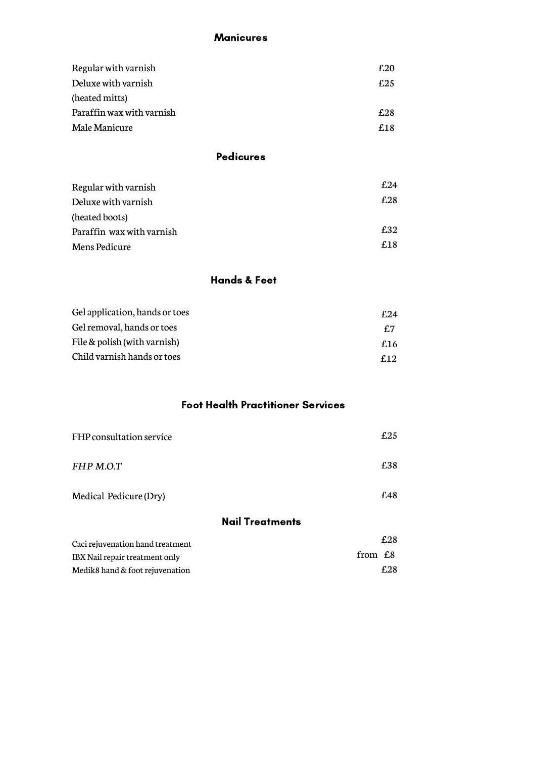## Manicures

| | |
|---|---|
| Regular with varnish | £20 |
| Deluxe with varnish (heated mitts) | £25 |
| Paraffin wax with varnish | £28 |
| Male Manicure | £18 |

## Pedicures

| | |
|---|---|
| Regular with varnish | £24 |
| Deluxe with varnish (heated boots) | £28 |
| Paraffin wax with varnish | £32 |
| Mens Pedicure | £18 |

## Hands & Feet

| | |
|---|---|
| Gel application, hands or toes | £24 |
| Gel removal, hands or toes | £7 |
| File & polish (with varnish) | £16 |
| Child varnish hands or toes | £12 |

## Foot Health Practitioner Services

| | |
|---|---|
| FHP consultation service | £25 |
| *FHP M.O.T* | £38 |
| Medical Pedicure (Dry) | £48 |

## Nail Treatments

| | |
|---|---|
| Caci rejuvenation hand treatment | £28 |
| IBX Nail repair treatment only | from £8 |
| Medik8 hand & foot rejuvenation | £28 |